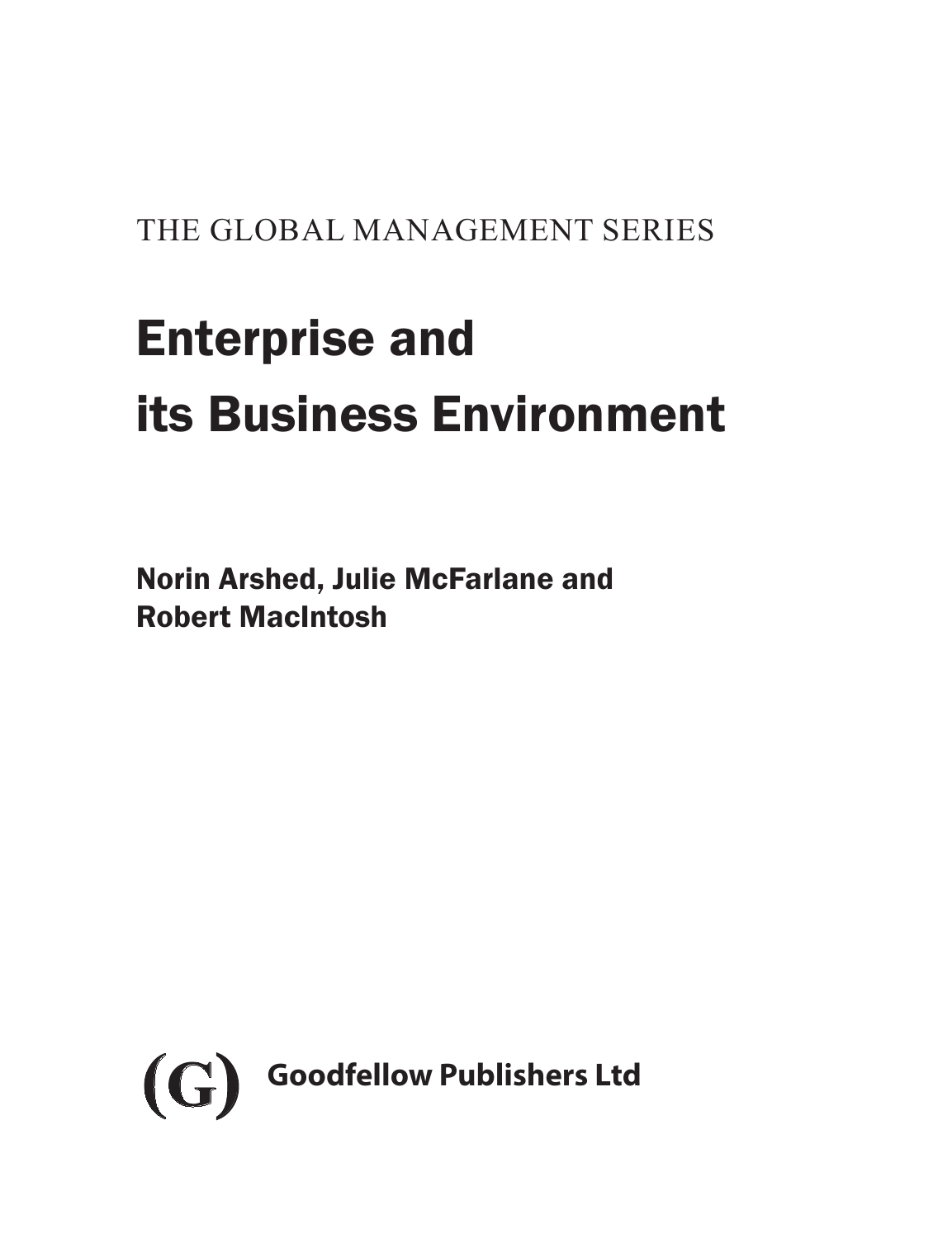THE GLOBAL MANAGEMENT SERIES

# Enterprise and its Business Environment

**Norin Arshed, Julie McFarlane and Robert MacIntosh**

(G) **Goodfellow Publishers Ltd**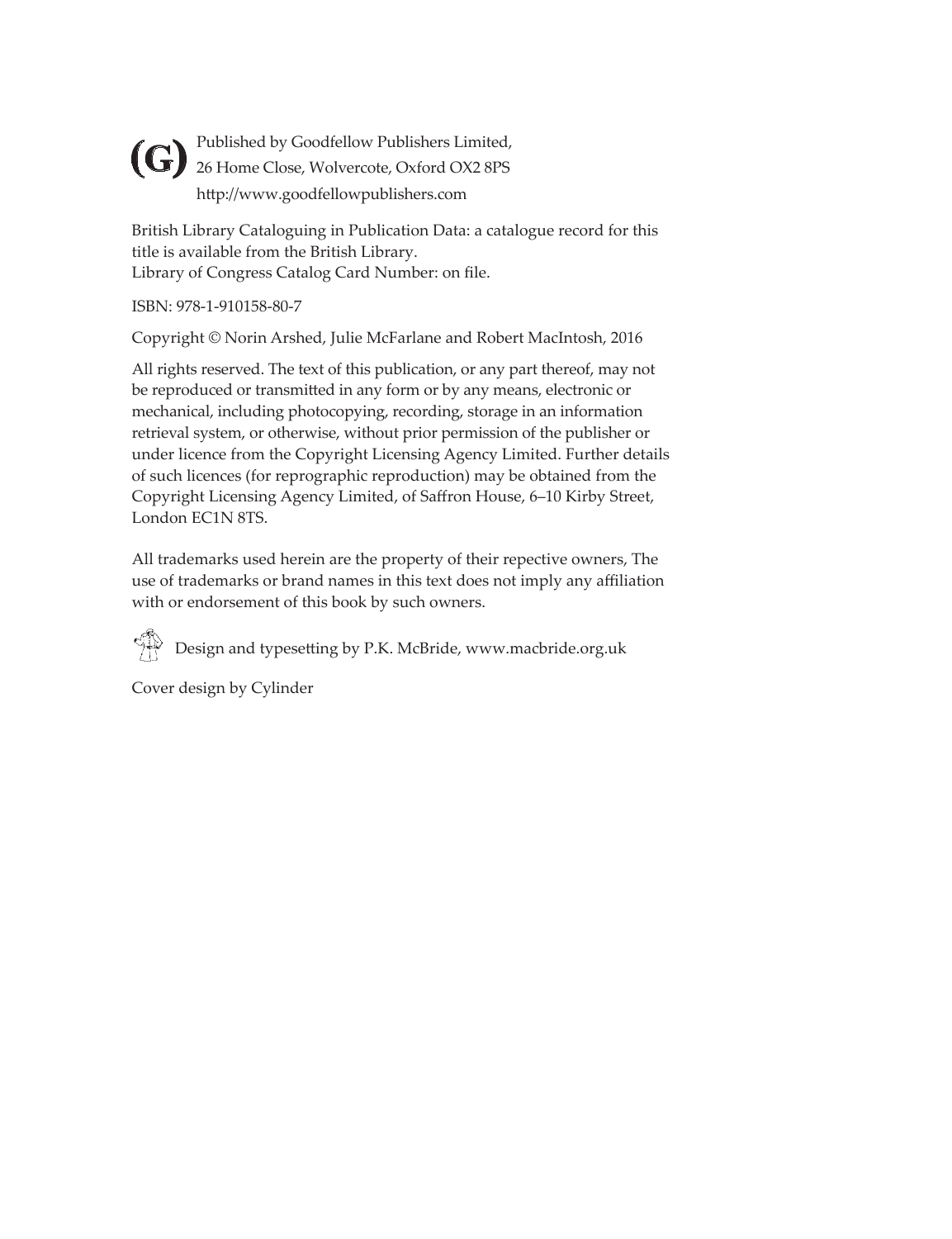Published by Goodfellow Publishers Limited,
26 Home Close, Wolvercote, Oxford OX2 8PS
http://www.goodfellowpublishers.com

British Library Cataloguing in Publication Data: a catalogue record for this title is available from the British Library.
Library of Congress Catalog Card Number: on file.

ISBN: 978-1-910158-80-7

Copyright © Norin Arshed, Julie McFarlane and Robert MacIntosh, 2016

All rights reserved. The text of this publication, or any part thereof, may not be reproduced or transmitted in any form or by any means, electronic or mechanical, including photocopying, recording, storage in an information retrieval system, or otherwise, without prior permission of the publisher or under licence from the Copyright Licensing Agency Limited. Further details of such licences (for reprographic reproduction) may be obtained from the Copyright Licensing Agency Limited, of Saffron House, 6–10 Kirby Street, London EC1N 8TS.

All trademarks used herein are the property of their repective owners, The use of trademarks or brand names in this text does not imply any affiliation with or endorsement of this book by such owners.

Design and typesetting by P.K. McBride, www.macbride.org.uk

Cover design by Cylinder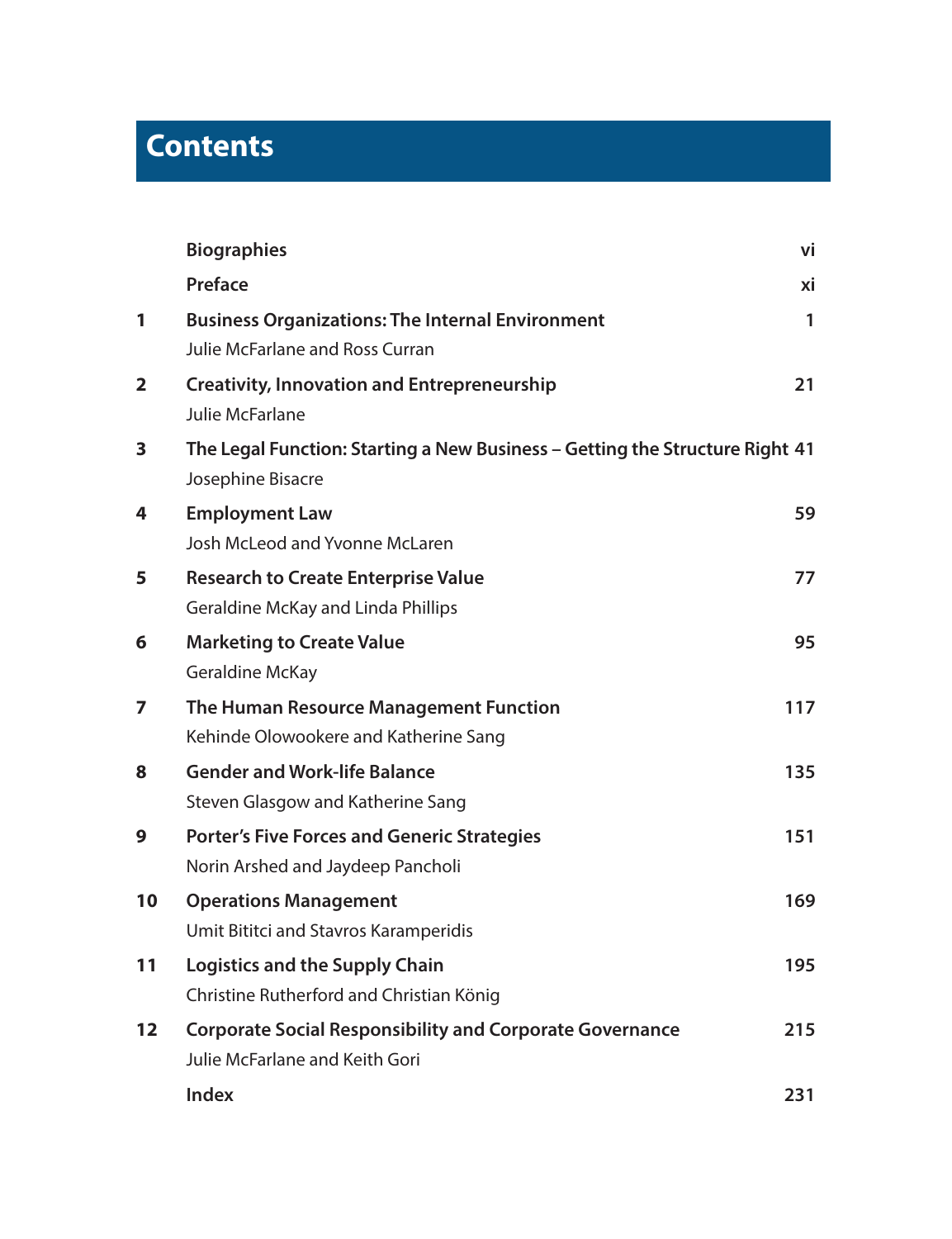# Contents

| | | |
|---|---|---|
| | **Biographies** | **vi** |
| | **Preface** | **xi** |
| **1** | **Business Organizations: The Internal Environment**<br>Julie McFarlane and Ross Curran | **1** |
| **2** | **Creativity, Innovation and Entrepreneurship**<br>Julie McFarlane | **21** |
| **3** | **The Legal Function: Starting a New Business – Getting the Structure Right**<br>Josephine Bisacre | **41** |
| **4** | **Employment Law**<br>Josh McLeod and Yvonne McLaren | **59** |
| **5** | **Research to Create Enterprise Value**<br>Geraldine McKay and Linda Phillips | **77** |
| **6** | **Marketing to Create Value**<br>Geraldine McKay | **95** |
| **7** | **The Human Resource Management Function**<br>Kehinde Olowookere and Katherine Sang | **117** |
| **8** | **Gender and Work-life Balance**<br>Steven Glasgow and Katherine Sang | **135** |
| **9** | **Porter's Five Forces and Generic Strategies**<br>Norin Arshed and Jaydeep Pancholi | **151** |
| **10** | **Operations Management**<br>Umit Bititci and Stavros Karamperidis | **169** |
| **11** | **Logistics and the Supply Chain**<br>Christine Rutherford and Christian König | **195** |
| **12** | **Corporate Social Responsibility and Corporate Governance**<br>Julie McFarlane and Keith Gori | **215** |
| | **Index** | **231** |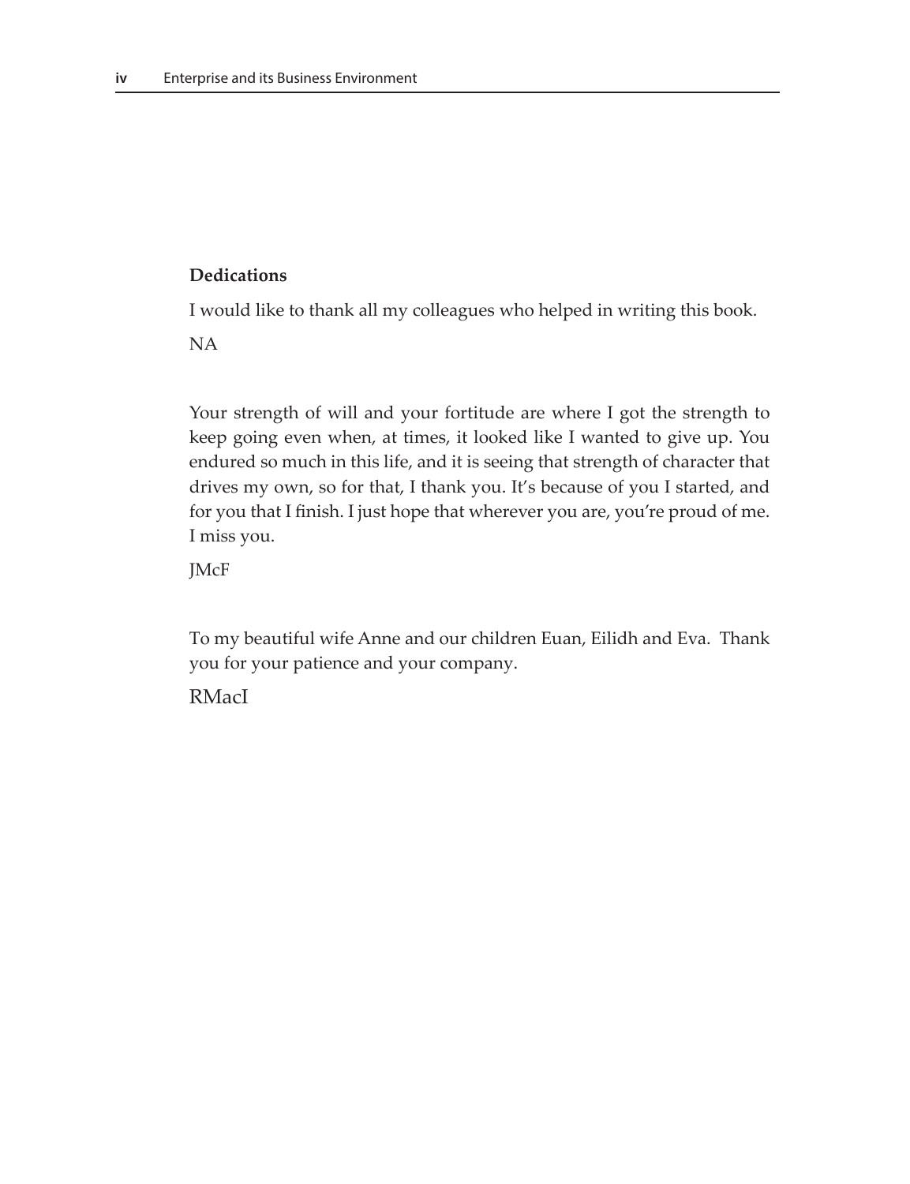## Dedications

I would like to thank all my colleagues who helped in writing this book.

NA

Your strength of will and your fortitude are where I got the strength to keep going even when, at times, it looked like I wanted to give up. You endured so much in this life, and it is seeing that strength of character that drives my own, so for that, I thank you. It's because of you I started, and for you that I finish. I just hope that wherever you are, you're proud of me. I miss you.

JMcF

To my beautiful wife Anne and our children Euan, Eilidh and Eva. Thank you for your patience and your company.

RMacI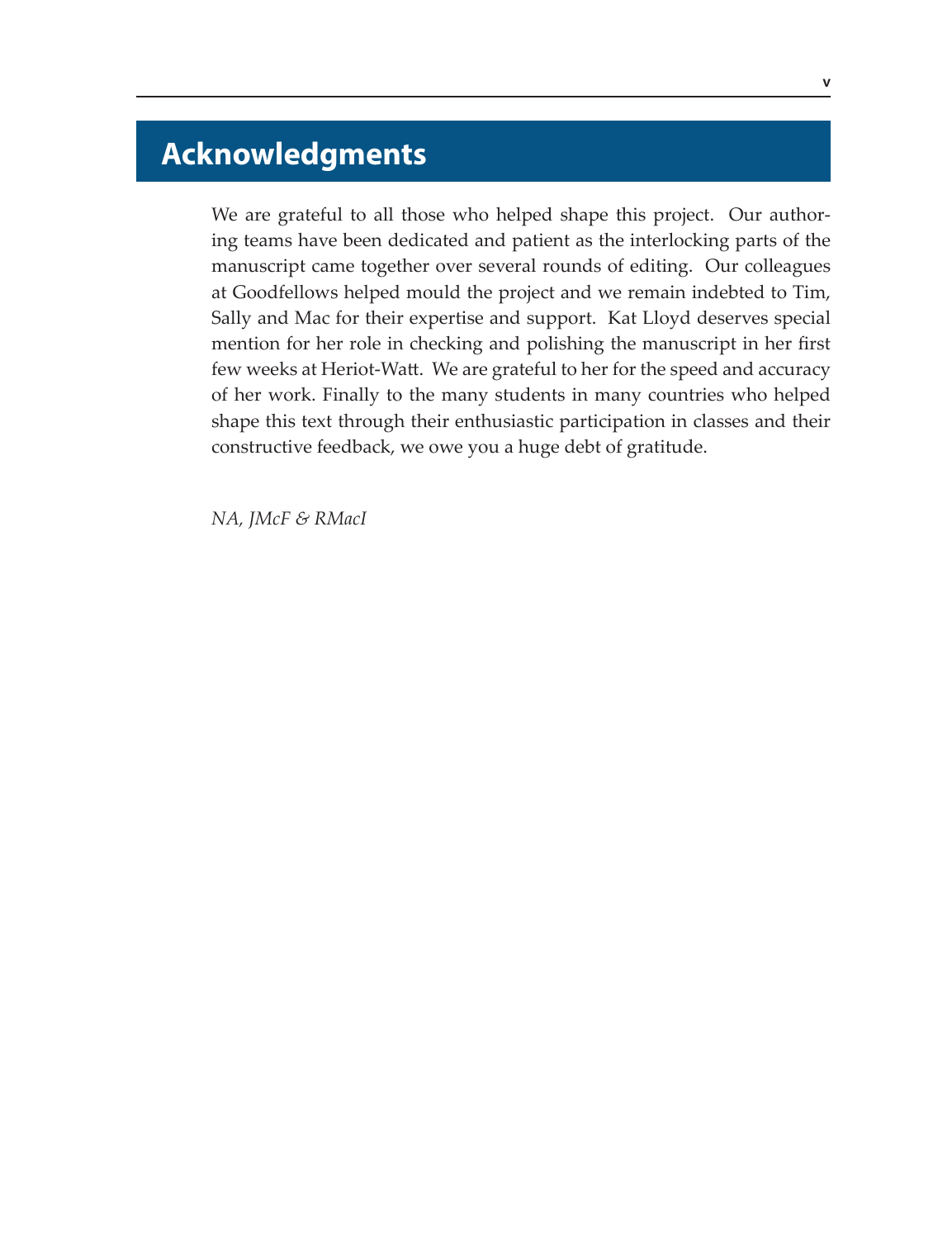# Acknowledgments

We are grateful to all those who helped shape this project. Our authoring teams have been dedicated and patient as the interlocking parts of the manuscript came together over several rounds of editing. Our colleagues at Goodfellows helped mould the project and we remain indebted to Tim, Sally and Mac for their expertise and support. Kat Lloyd deserves special mention for her role in checking and polishing the manuscript in her first few weeks at Heriot-Watt. We are grateful to her for the speed and accuracy of her work. Finally to the many students in many countries who helped shape this text through their enthusiastic participation in classes and their constructive feedback, we owe you a huge debt of gratitude.

*NA, JMcF & RMacI*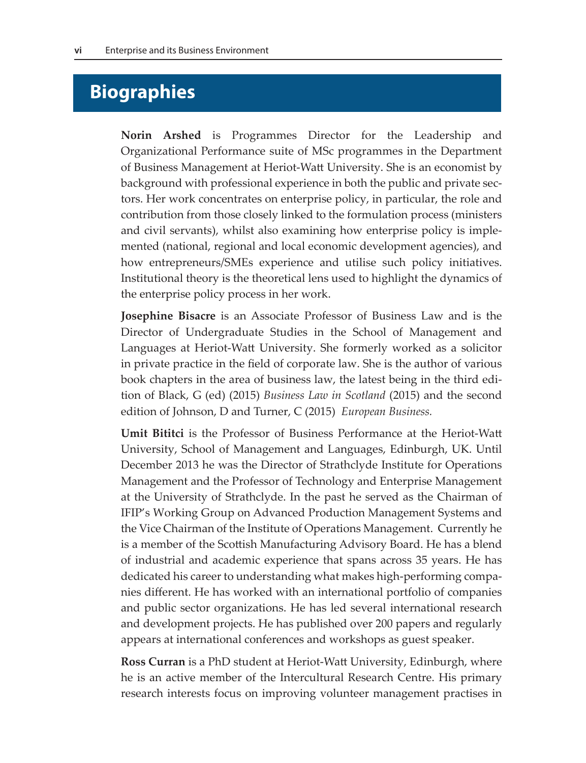# Biographies

**Norin Arshed** is Programmes Director for the Leadership and Organizational Performance suite of MSc programmes in the Department of Business Management at Heriot-Watt University. She is an economist by background with professional experience in both the public and private sectors. Her work concentrates on enterprise policy, in particular, the role and contribution from those closely linked to the formulation process (ministers and civil servants), whilst also examining how enterprise policy is implemented (national, regional and local economic development agencies), and how entrepreneurs/SMEs experience and utilise such policy initiatives. Institutional theory is the theoretical lens used to highlight the dynamics of the enterprise policy process in her work.

**Josephine Bisacre** is an Associate Professor of Business Law and is the Director of Undergraduate Studies in the School of Management and Languages at Heriot-Watt University. She formerly worked as a solicitor in private practice in the field of corporate law. She is the author of various book chapters in the area of business law, the latest being in the third edition of Black, G (ed) (2015) *Business Law in Scotland* (2015) and the second edition of Johnson, D and Turner, C (2015) *European Business.*

**Umit Bititci** is the Professor of Business Performance at the Heriot-Watt University, School of Management and Languages, Edinburgh, UK. Until December 2013 he was the Director of Strathclyde Institute for Operations Management and the Professor of Technology and Enterprise Management at the University of Strathclyde. In the past he served as the Chairman of IFIP's Working Group on Advanced Production Management Systems and the Vice Chairman of the Institute of Operations Management. Currently he is a member of the Scottish Manufacturing Advisory Board. He has a blend of industrial and academic experience that spans across 35 years. He has dedicated his career to understanding what makes high-performing companies different. He has worked with an international portfolio of companies and public sector organizations. He has led several international research and development projects. He has published over 200 papers and regularly appears at international conferences and workshops as guest speaker.

**Ross Curran** is a PhD student at Heriot-Watt University, Edinburgh, where he is an active member of the Intercultural Research Centre. His primary research interests focus on improving volunteer management practises in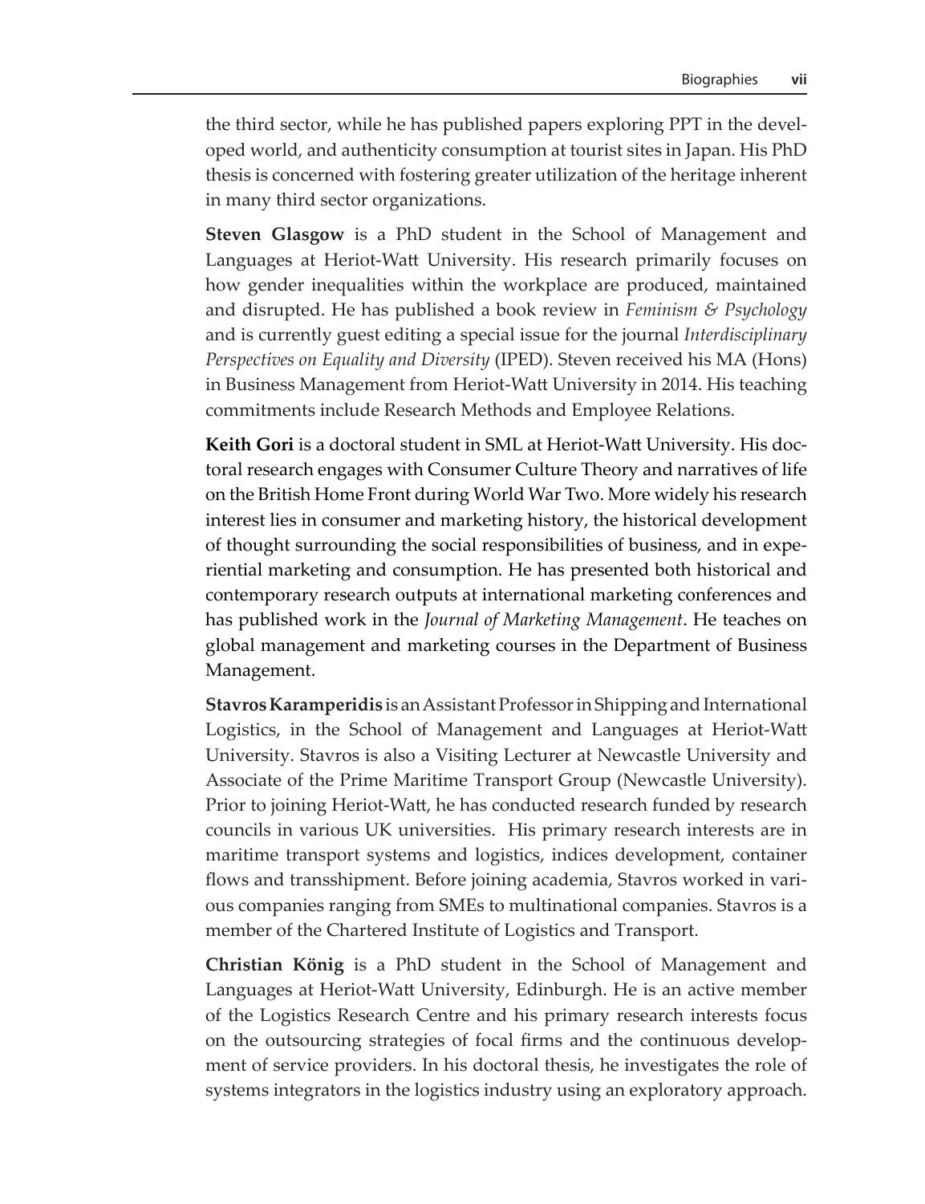the third sector, while he has published papers exploring PPT in the developed world, and authenticity consumption at tourist sites in Japan. His PhD thesis is concerned with fostering greater utilization of the heritage inherent in many third sector organizations.

**Steven Glasgow** is a PhD student in the School of Management and Languages at Heriot-Watt University. His research primarily focuses on how gender inequalities within the workplace are produced, maintained and disrupted. He has published a book review in *Feminism & Psychology* and is currently guest editing a special issue for the journal *Interdisciplinary Perspectives on Equality and Diversity* (IPED). Steven received his MA (Hons) in Business Management from Heriot-Watt University in 2014. His teaching commitments include Research Methods and Employee Relations.

**Keith Gori** is a doctoral student in SML at Heriot-Watt University. His doctoral research engages with Consumer Culture Theory and narratives of life on the British Home Front during World War Two. More widely his research interest lies in consumer and marketing history, the historical development of thought surrounding the social responsibilities of business, and in experiential marketing and consumption. He has presented both historical and contemporary research outputs at international marketing conferences and has published work in the *Journal of Marketing Management*. He teaches on global management and marketing courses in the Department of Business Management.

**Stavros Karamperidis** is an Assistant Professor in Shipping and International Logistics, in the School of Management and Languages at Heriot-Watt University. Stavros is also a Visiting Lecturer at Newcastle University and Associate of the Prime Maritime Transport Group (Newcastle University). Prior to joining Heriot-Watt, he has conducted research funded by research councils in various UK universities. His primary research interests are in maritime transport systems and logistics, indices development, container flows and transshipment. Before joining academia, Stavros worked in various companies ranging from SMEs to multinational companies. Stavros is a member of the Chartered Institute of Logistics and Transport.

**Christian König** is a PhD student in the School of Management and Languages at Heriot-Watt University, Edinburgh. He is an active member of the Logistics Research Centre and his primary research interests focus on the outsourcing strategies of focal firms and the continuous development of service providers. In his doctoral thesis, he investigates the role of systems integrators in the logistics industry using an exploratory approach.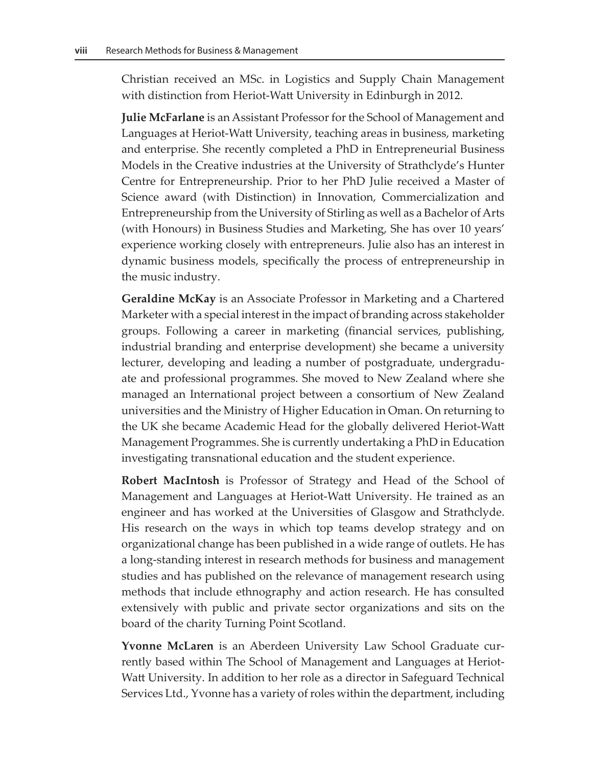Christian received an MSc. in Logistics and Supply Chain Management with distinction from Heriot-Watt University in Edinburgh in 2012.

**Julie McFarlane** is an Assistant Professor for the School of Management and Languages at Heriot-Watt University, teaching areas in business, marketing and enterprise. She recently completed a PhD in Entrepreneurial Business Models in the Creative industries at the University of Strathclyde's Hunter Centre for Entrepreneurship. Prior to her PhD Julie received a Master of Science award (with Distinction) in Innovation, Commercialization and Entrepreneurship from the University of Stirling as well as a Bachelor of Arts (with Honours) in Business Studies and Marketing, She has over 10 years' experience working closely with entrepreneurs. Julie also has an interest in dynamic business models, specifically the process of entrepreneurship in the music industry.

**Geraldine McKay** is an Associate Professor in Marketing and a Chartered Marketer with a special interest in the impact of branding across stakeholder groups. Following a career in marketing (financial services, publishing, industrial branding and enterprise development) she became a university lecturer, developing and leading a number of postgraduate, undergraduate and professional programmes. She moved to New Zealand where she managed an International project between a consortium of New Zealand universities and the Ministry of Higher Education in Oman. On returning to the UK she became Academic Head for the globally delivered Heriot-Watt Management Programmes. She is currently undertaking a PhD in Education investigating transnational education and the student experience.

**Robert MacIntosh** is Professor of Strategy and Head of the School of Management and Languages at Heriot-Watt University. He trained as an engineer and has worked at the Universities of Glasgow and Strathclyde. His research on the ways in which top teams develop strategy and on organizational change has been published in a wide range of outlets. He has a long-standing interest in research methods for business and management studies and has published on the relevance of management research using methods that include ethnography and action research. He has consulted extensively with public and private sector organizations and sits on the board of the charity Turning Point Scotland.

**Yvonne McLaren** is an Aberdeen University Law School Graduate currently based within The School of Management and Languages at Heriot-Watt University. In addition to her role as a director in Safeguard Technical Services Ltd., Yvonne has a variety of roles within the department, including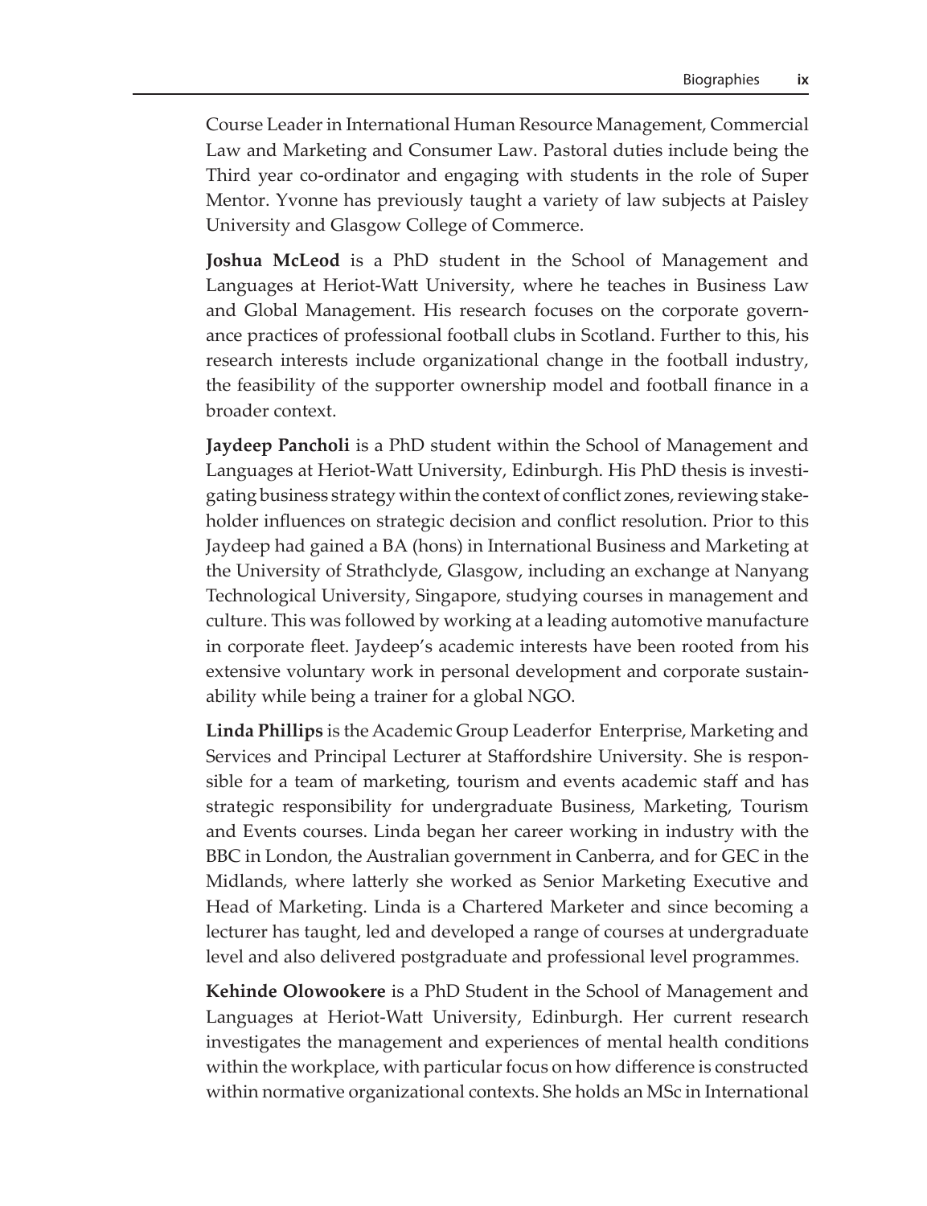Course Leader in International Human Resource Management, Commercial Law and Marketing and Consumer Law. Pastoral duties include being the Third year co-ordinator and engaging with students in the role of Super Mentor. Yvonne has previously taught a variety of law subjects at Paisley University and Glasgow College of Commerce.

**Joshua McLeod** is a PhD student in the School of Management and Languages at Heriot-Watt University, where he teaches in Business Law and Global Management. His research focuses on the corporate governance practices of professional football clubs in Scotland. Further to this, his research interests include organizational change in the football industry, the feasibility of the supporter ownership model and football finance in a broader context.

**Jaydeep Pancholi** is a PhD student within the School of Management and Languages at Heriot-Watt University, Edinburgh. His PhD thesis is investigating business strategy within the context of conflict zones, reviewing stakeholder influences on strategic decision and conflict resolution. Prior to this Jaydeep had gained a BA (hons) in International Business and Marketing at the University of Strathclyde, Glasgow, including an exchange at Nanyang Technological University, Singapore, studying courses in management and culture. This was followed by working at a leading automotive manufacture in corporate fleet. Jaydeep's academic interests have been rooted from his extensive voluntary work in personal development and corporate sustainability while being a trainer for a global NGO.

**Linda Phillips** is the Academic Group Leaderfor Enterprise, Marketing and Services and Principal Lecturer at Staffordshire University. She is responsible for a team of marketing, tourism and events academic staff and has strategic responsibility for undergraduate Business, Marketing, Tourism and Events courses. Linda began her career working in industry with the BBC in London, the Australian government in Canberra, and for GEC in the Midlands, where latterly she worked as Senior Marketing Executive and Head of Marketing. Linda is a Chartered Marketer and since becoming a lecturer has taught, led and developed a range of courses at undergraduate level and also delivered postgraduate and professional level programmes.

**Kehinde Olowookere** is a PhD Student in the School of Management and Languages at Heriot-Watt University, Edinburgh. Her current research investigates the management and experiences of mental health conditions within the workplace, with particular focus on how difference is constructed within normative organizational contexts. She holds an MSc in International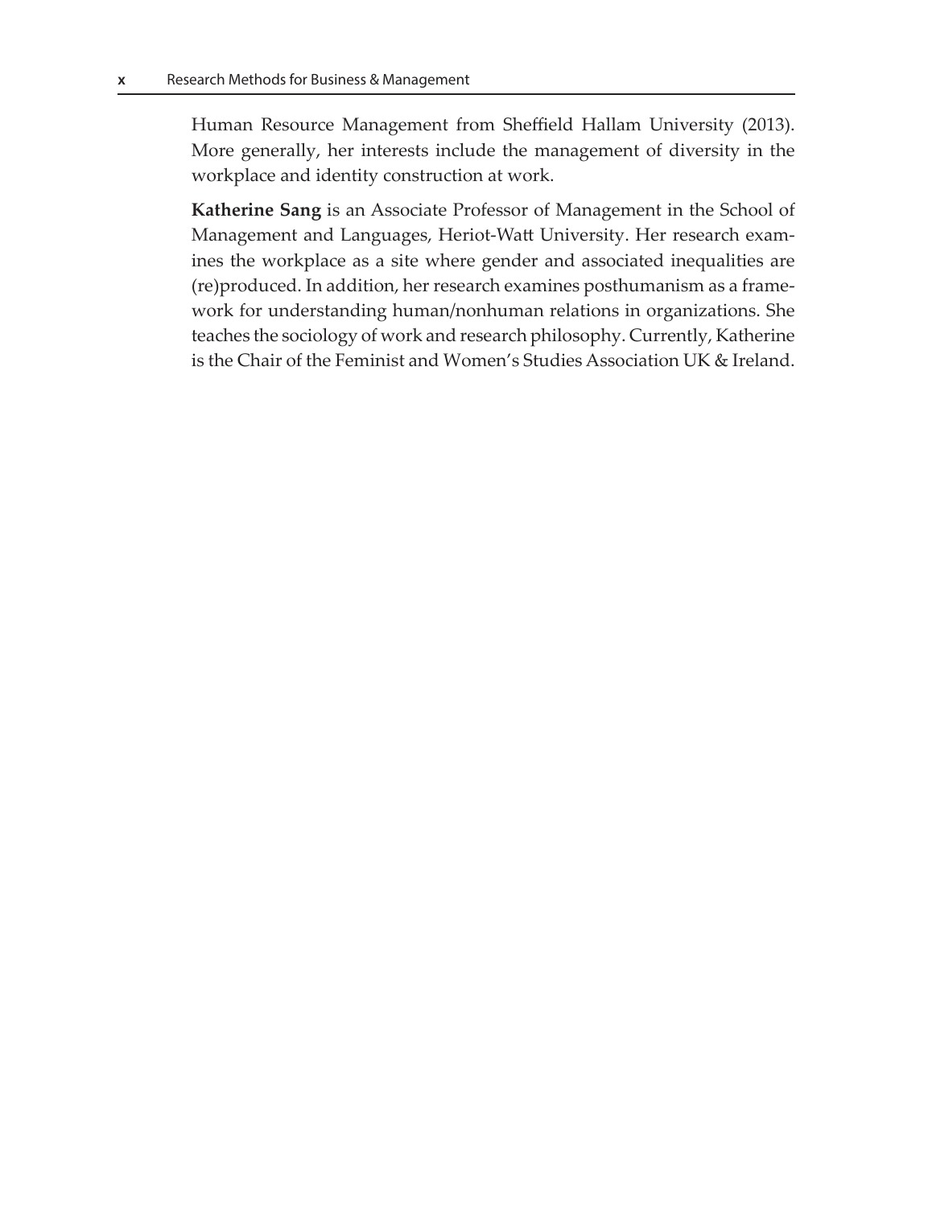Human Resource Management from Sheffield Hallam University (2013). More generally, her interests include the management of diversity in the workplace and identity construction at work.

**Katherine Sang** is an Associate Professor of Management in the School of Management and Languages, Heriot-Watt University. Her research examines the workplace as a site where gender and associated inequalities are (re)produced. In addition, her research examines posthumanism as a framework for understanding human/nonhuman relations in organizations. She teaches the sociology of work and research philosophy. Currently, Katherine is the Chair of the Feminist and Women's Studies Association UK & Ireland.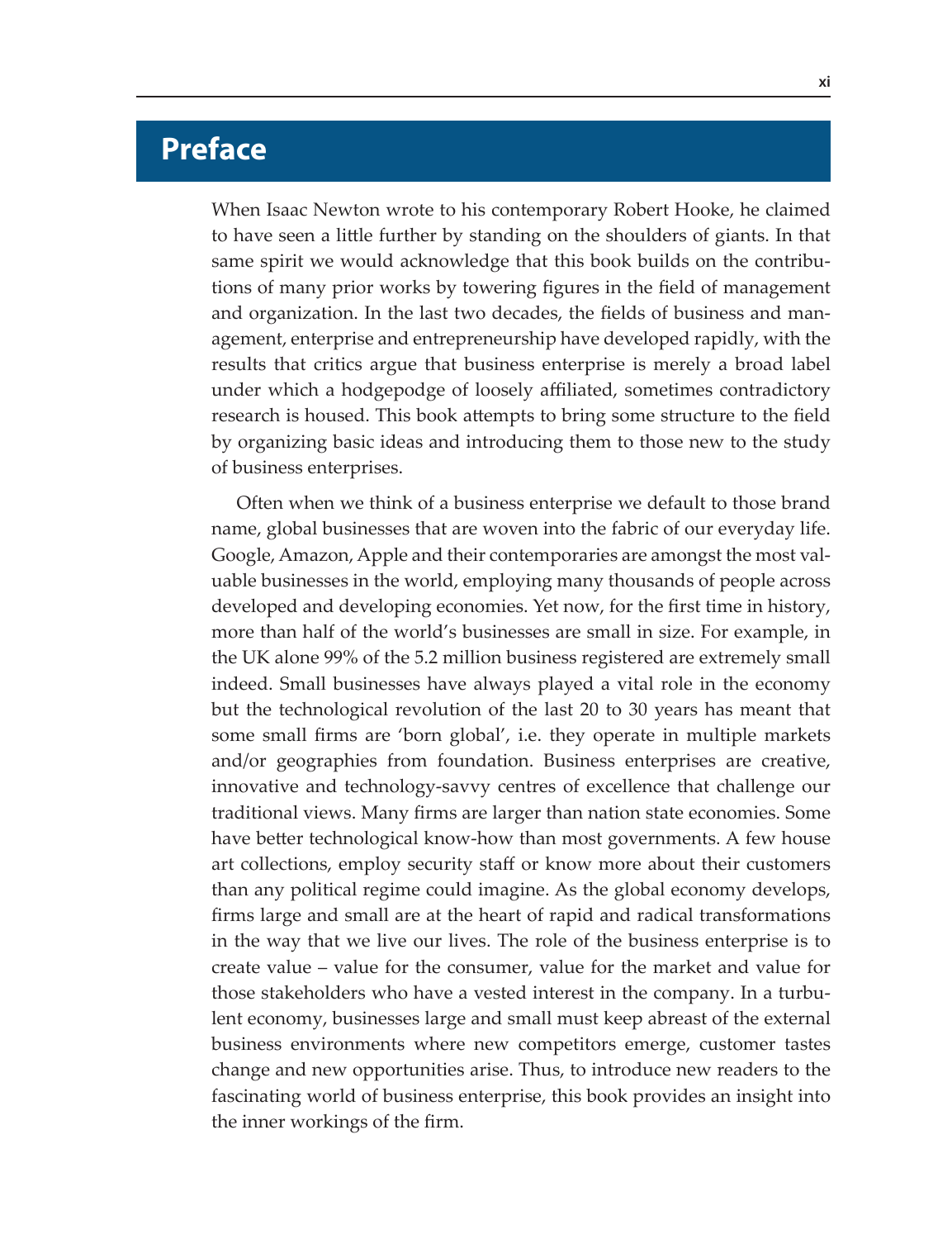# Preface

When Isaac Newton wrote to his contemporary Robert Hooke, he claimed to have seen a little further by standing on the shoulders of giants. In that same spirit we would acknowledge that this book builds on the contributions of many prior works by towering figures in the field of management and organization. In the last two decades, the fields of business and management, enterprise and entrepreneurship have developed rapidly, with the results that critics argue that business enterprise is merely a broad label under which a hodgepodge of loosely affiliated, sometimes contradictory research is housed. This book attempts to bring some structure to the field by organizing basic ideas and introducing them to those new to the study of business enterprises.

Often when we think of a business enterprise we default to those brand name, global businesses that are woven into the fabric of our everyday life. Google, Amazon, Apple and their contemporaries are amongst the most valuable businesses in the world, employing many thousands of people across developed and developing economies. Yet now, for the first time in history, more than half of the world's businesses are small in size. For example, in the UK alone 99% of the 5.2 million business registered are extremely small indeed. Small businesses have always played a vital role in the economy but the technological revolution of the last 20 to 30 years has meant that some small firms are 'born global', i.e. they operate in multiple markets and/or geographies from foundation. Business enterprises are creative, innovative and technology-savvy centres of excellence that challenge our traditional views. Many firms are larger than nation state economies. Some have better technological know-how than most governments. A few house art collections, employ security staff or know more about their customers than any political regime could imagine. As the global economy develops, firms large and small are at the heart of rapid and radical transformations in the way that we live our lives. The role of the business enterprise is to create value – value for the consumer, value for the market and value for those stakeholders who have a vested interest in the company. In a turbulent economy, businesses large and small must keep abreast of the external business environments where new competitors emerge, customer tastes change and new opportunities arise. Thus, to introduce new readers to the fascinating world of business enterprise, this book provides an insight into the inner workings of the firm.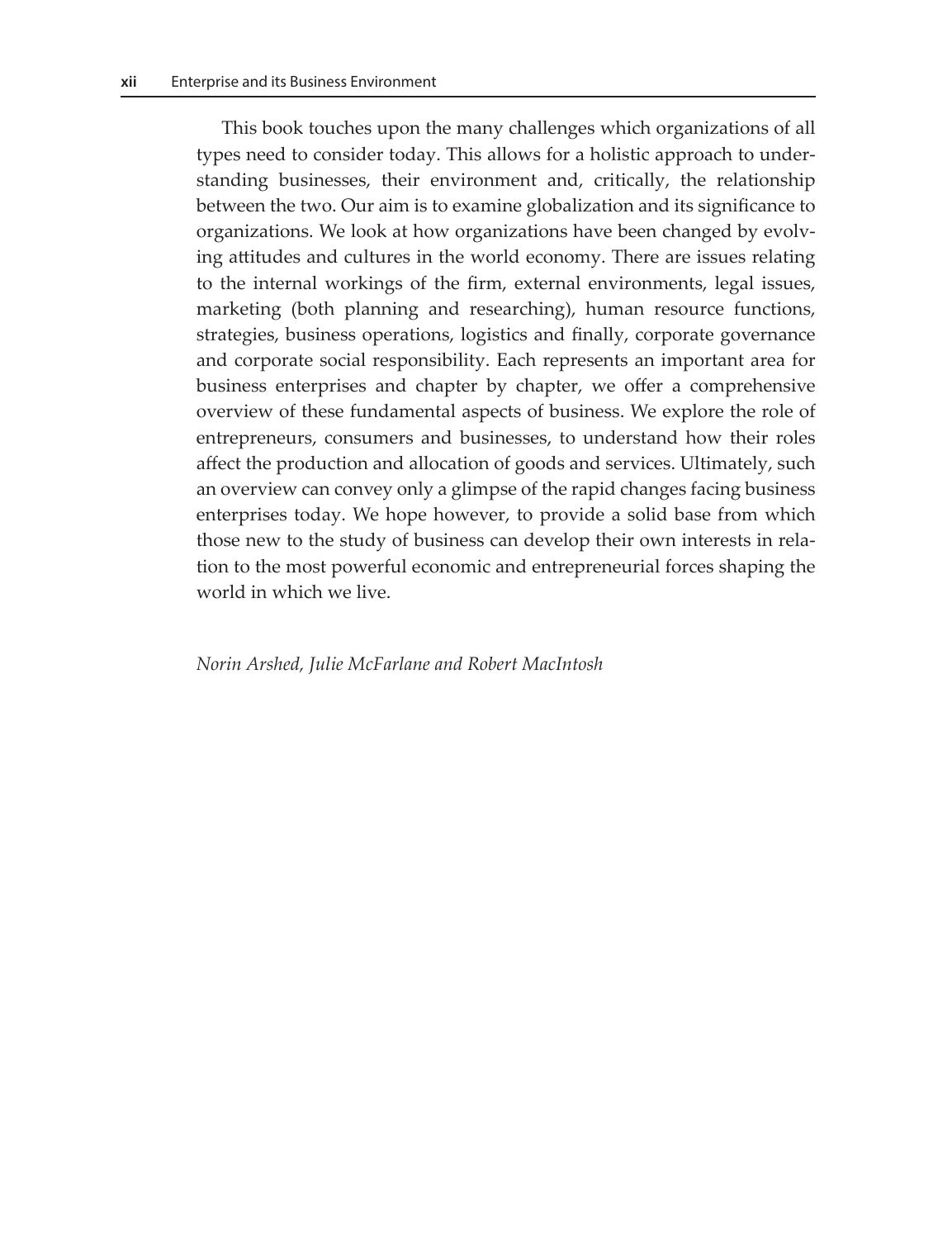This book touches upon the many challenges which organizations of all types need to consider today. This allows for a holistic approach to understanding businesses, their environment and, critically, the relationship between the two. Our aim is to examine globalization and its significance to organizations. We look at how organizations have been changed by evolving attitudes and cultures in the world economy. There are issues relating to the internal workings of the firm, external environments, legal issues, marketing (both planning and researching), human resource functions, strategies, business operations, logistics and finally, corporate governance and corporate social responsibility. Each represents an important area for business enterprises and chapter by chapter, we offer a comprehensive overview of these fundamental aspects of business. We explore the role of entrepreneurs, consumers and businesses, to understand how their roles affect the production and allocation of goods and services. Ultimately, such an overview can convey only a glimpse of the rapid changes facing business enterprises today. We hope however, to provide a solid base from which those new to the study of business can develop their own interests in relation to the most powerful economic and entrepreneurial forces shaping the world in which we live.

*Norin Arshed, Julie McFarlane and Robert MacIntosh*